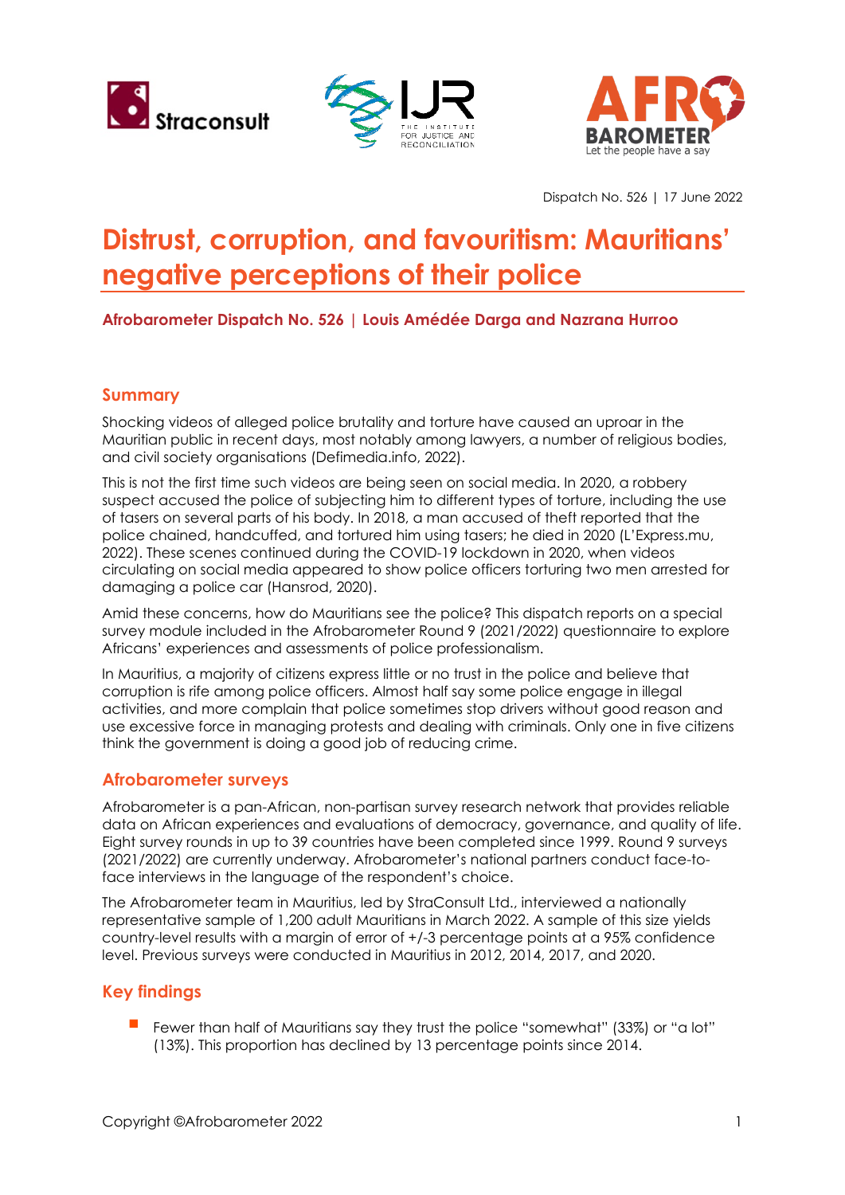Dispatch No. 526 | 17 June 2022

# Distrust, corruption, and favouritism: Mauritians' negative perceptions of their police

**Afrobarometer Dispatch No. 526 | Louis Amédée Darga and Nazrana Hurroo**

## Summary

Shocking videos of alleged police brutality and torture have caused an uproar in the Mauritian public in recent days, most notably among lawyers, a number of religious bodies, and civil society organisations (Defimedia.info, 2022).

This is not the first time such videos are being seen on social media. In 2020, a robbery suspect accused the police of subjecting him to different types of torture, including the use of tasers on several parts of his body. In 2018, a man accused of theft reported that the police chained, handcuffed, and tortured him using tasers; he died in 2020 (L'Express.mu, 2022). These scenes continued during the COVID-19 lockdown in 2020, when videos circulating on social media appeared to show police officers torturing two men arrested for damaging a police car (Hansrod, 2020).

Amid these concerns, how do Mauritians see the police? This dispatch reports on a special survey module included in the Afrobarometer Round 9 (2021/2022) questionnaire to explore Africans' experiences and assessments of police professionalism.

In Mauritius, a majority of citizens express little or no trust in the police and believe that corruption is rife among police officers. Almost half say some police engage in illegal activities, and more complain that police sometimes stop drivers without good reason and use excessive force in managing protests and dealing with criminals. Only one in five citizens think the government is doing a good job of reducing crime.

## Afrobarometer surveys

Afrobarometer is a pan-African, non-partisan survey research network that provides reliable data on African experiences and evaluations of democracy, governance, and quality of life. Eight survey rounds in up to 39 countries have been completed since 1999. Round 9 surveys (2021/2022) are currently underway. Afrobarometer's national partners conduct face-to-face interviews in the language of the respondent's choice.

The Afrobarometer team in Mauritius, led by StraConsult Ltd., interviewed a nationally representative sample of 1,200 adult Mauritians in March 2022. A sample of this size yields country-level results with a margin of error of +/-3 percentage points at a 95% confidence level. Previous surveys were conducted in Mauritius in 2012, 2014, 2017, and 2020.

## Key findings

- Fewer than half of Mauritians say they trust the police "somewhat" (33%) or "a lot" (13%). This proportion has declined by 13 percentage points since 2014.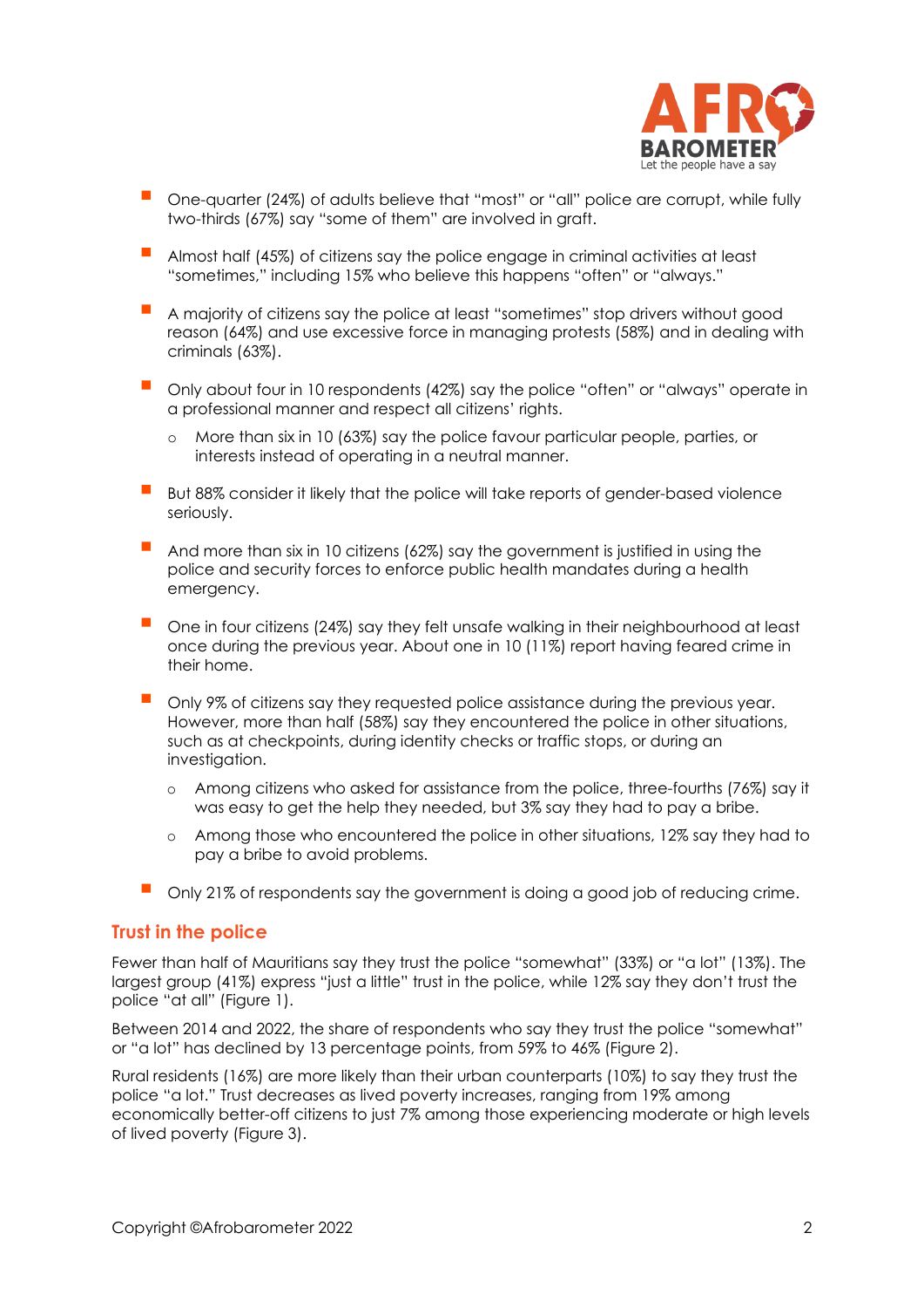- One-quarter (24%) of adults believe that "most" or "all" police are corrupt, while fully two-thirds (67%) say "some of them" are involved in graft.
- Almost half (45%) of citizens say the police engage in criminal activities at least "sometimes," including 15% who believe this happens "often" or "always."
- A majority of citizens say the police at least "sometimes" stop drivers without good reason (64%) and use excessive force in managing protests (58%) and in dealing with criminals (63%).
- Only about four in 10 respondents (42%) say the police "often" or "always" operate in a professional manner and respect all citizens' rights.
  - More than six in 10 (63%) say the police favour particular people, parties, or interests instead of operating in a neutral manner.
- But 88% consider it likely that the police will take reports of gender-based violence seriously.
- And more than six in 10 citizens (62%) say the government is justified in using the police and security forces to enforce public health mandates during a health emergency.
- One in four citizens (24%) say they felt unsafe walking in their neighbourhood at least once during the previous year. About one in 10 (11%) report having feared crime in their home.
- Only 9% of citizens say they requested police assistance during the previous year. However, more than half (58%) say they encountered the police in other situations, such as at checkpoints, during identity checks or traffic stops, or during an investigation.
  - Among citizens who asked for assistance from the police, three-fourths (76%) say it was easy to get the help they needed, but 3% say they had to pay a bribe.
  - Among those who encountered the police in other situations, 12% say they had to pay a bribe to avoid problems.
- Only 21% of respondents say the government is doing a good job of reducing crime.

## Trust in the police

Fewer than half of Mauritians say they trust the police "somewhat" (33%) or "a lot" (13%). The largest group (41%) express "just a little" trust in the police, while 12% say they don't trust the police "at all" (Figure 1).

Between 2014 and 2022, the share of respondents who say they trust the police "somewhat" or "a lot" has declined by 13 percentage points, from 59% to 46% (Figure 2).

Rural residents (16%) are more likely than their urban counterparts (10%) to say they trust the police "a lot." Trust decreases as lived poverty increases, ranging from 19% among economically better-off citizens to just 7% among those experiencing moderate or high levels of lived poverty (Figure 3).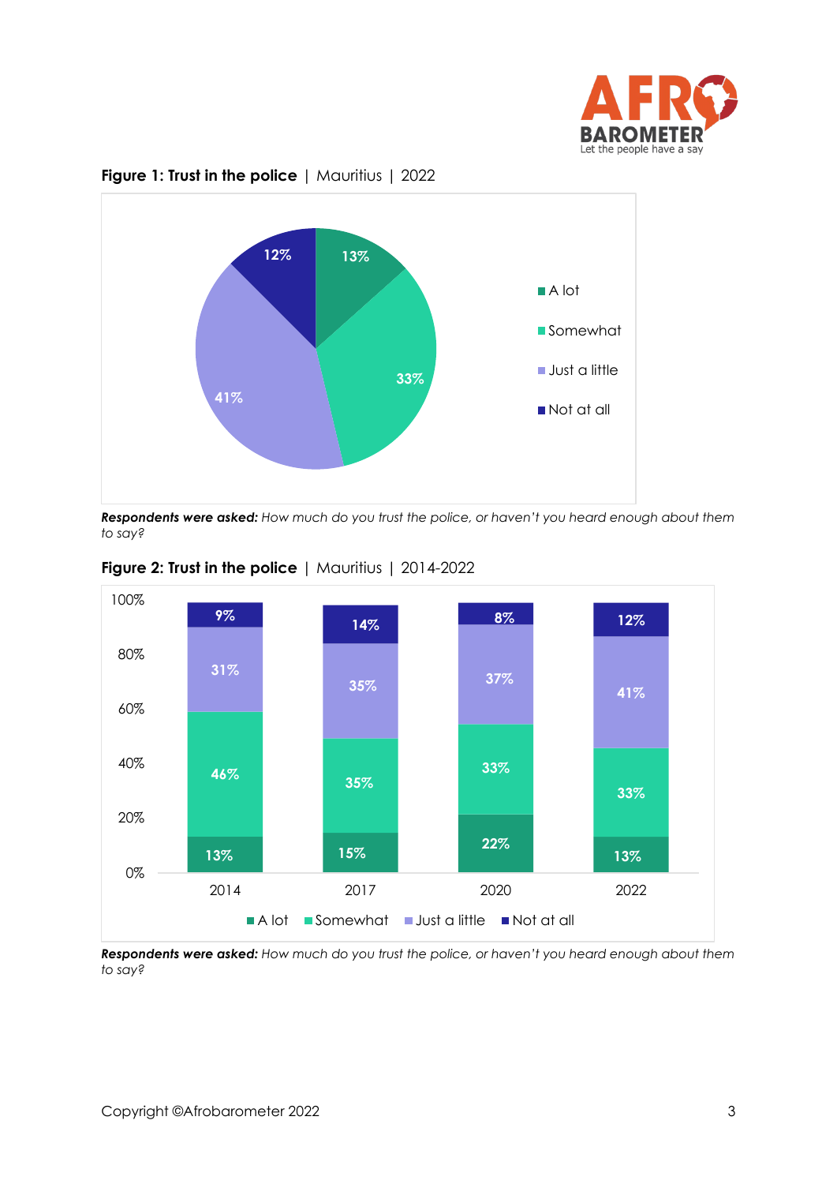**Figure 1: Trust in the police** | Mauritius | 2022

| | % |
|---|---|
| A lot | 13% |
| Somewhat | 33% |
| Just a little | 41% |
| Not at all | 12% |

***Respondents were asked:*** *How much do you trust the police, or haven't you heard enough about them to say?*

**Figure 2: Trust in the police** | Mauritius | 2014-2022

| | 2014 | 2017 | 2020 | 2022 |
|---|---|---|---|---|
| A lot | 13% | 15% | 22% | 13% |
| Somewhat | 46% | 35% | 33% | 33% |
| Just a little | 31% | 35% | 37% | 41% |
| Not at all | 9% | 14% | 8% | 12% |

***Respondents were asked:*** *How much do you trust the police, or haven't you heard enough about them to say?*

Copyright ©Afrobarometer 2022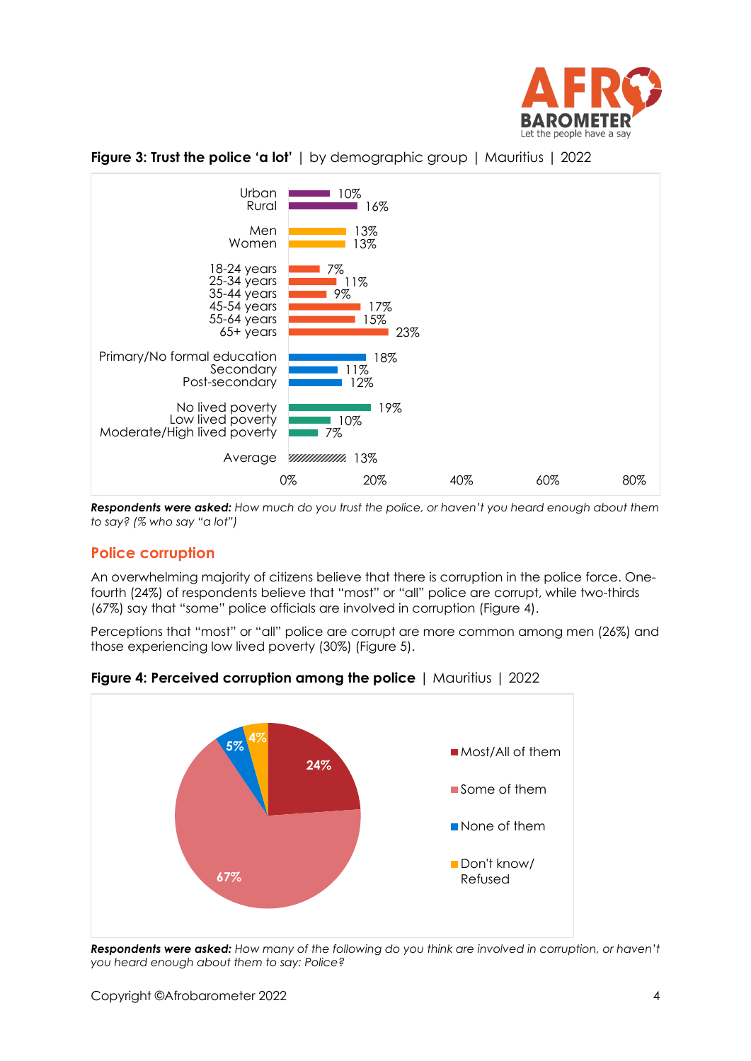**Figure 3: Trust the police 'a lot'** | by demographic group | Mauritius | 2022

| Group | % |
|---|---|
| Urban | 10% |
| Rural | 16% |
| Men | 13% |
| Women | 13% |
| 18-24 years | 7% |
| 25-34 years | 11% |
| 35-44 years | 9% |
| 45-54 years | 17% |
| 55-64 years | 15% |
| 65+ years | 23% |
| Primary/No formal education | 18% |
| Secondary | 11% |
| Post-secondary | 12% |
| No lived poverty | 19% |
| Low lived poverty | 10% |
| Moderate/High lived poverty | 7% |
| Average | 13% |

***Respondents were asked:*** *How much do you trust the police, or haven't you heard enough about them to say? (% who say "a lot")*

## Police corruption

An overwhelming majority of citizens believe that there is corruption in the police force. One-fourth (24%) of respondents believe that "most" or "all" police are corrupt, while two-thirds (67%) say that "some" police officials are involved in corruption (Figure 4).

Perceptions that "most" or "all" police are corrupt are more common among men (26%) and those experiencing low lived poverty (30%) (Figure 5).

**Figure 4: Perceived corruption among the police** | Mauritius | 2022

| Response | % |
|---|---|
| Most/All of them | 24% |
| Some of them | 67% |
| None of them | 5% |
| Don't know/ Refused | 4% |

***Respondents were asked:*** *How many of the following do you think are involved in corruption, or haven't you heard enough about them to say: Police?*

Copyright ©Afrobarometer 2022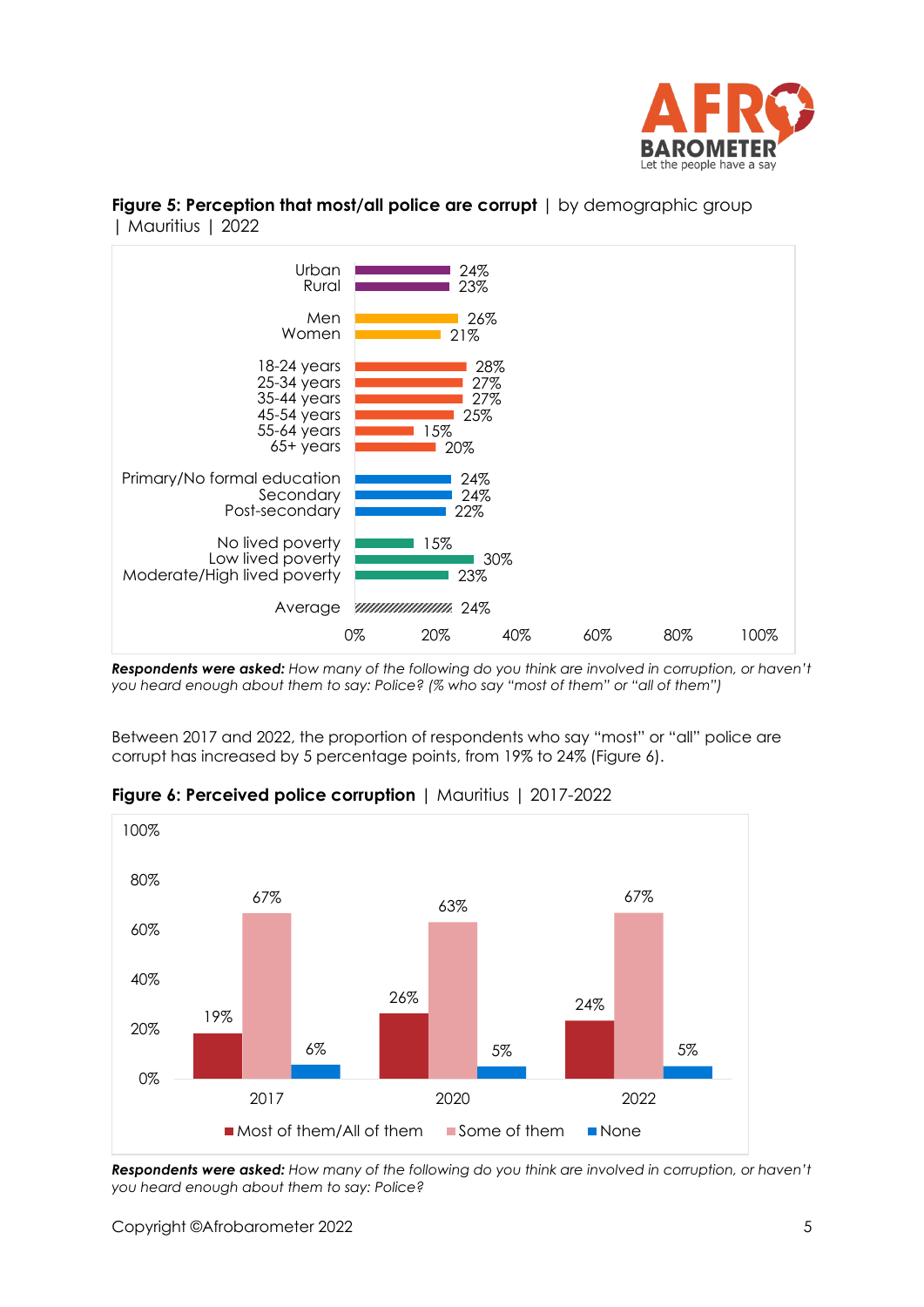**Figure 5: Perception that most/all police are corrupt** | by demographic group | Mauritius | 2022

| Group | % |
|---|---|
| Urban | 24% |
| Rural | 23% |
| Men | 26% |
| Women | 21% |
| 18-24 years | 28% |
| 25-34 years | 27% |
| 35-44 years | 27% |
| 45-54 years | 25% |
| 55-64 years | 15% |
| 65+ years | 20% |
| Primary/No formal education | 24% |
| Secondary | 24% |
| Post-secondary | 22% |
| No lived poverty | 15% |
| Low lived poverty | 30% |
| Moderate/High lived poverty | 23% |
| Average | 24% |

***Respondents were asked:*** *How many of the following do you think are involved in corruption, or haven't you heard enough about them to say: Police? (% who say "most of them" or "all of them")*

Between 2017 and 2022, the proportion of respondents who say "most" or "all" police are corrupt has increased by 5 percentage points, from 19% to 24% (Figure 6).

**Figure 6: Perceived police corruption** | Mauritius | 2017-2022

| | 2017 | 2020 | 2022 |
|---|---|---|---|
| Most of them/All of them | 19% | 26% | 24% |
| Some of them | 67% | 63% | 67% |
| None | 6% | 5% | 5% |

***Respondents were asked:*** *How many of the following do you think are involved in corruption, or haven't you heard enough about them to say: Police?*

Copyright ©Afrobarometer 2022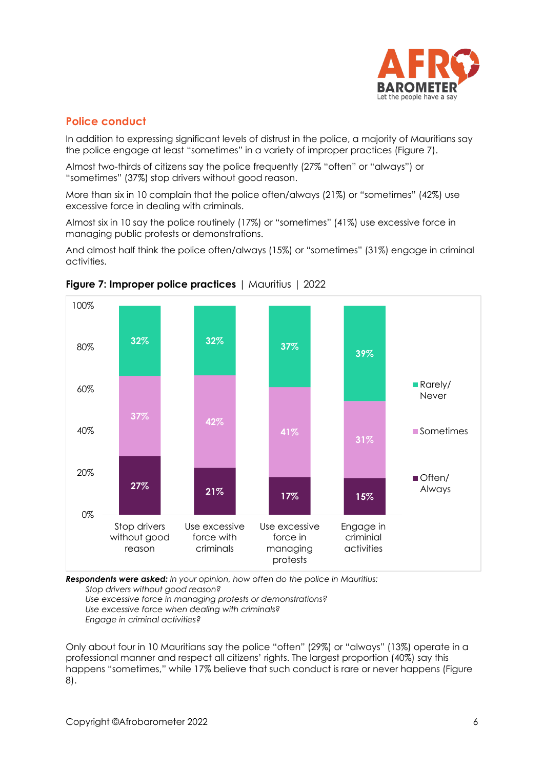## Police conduct

In addition to expressing significant levels of distrust in the police, a majority of Mauritians say the police engage at least "sometimes" in a variety of improper practices (Figure 7).

Almost two-thirds of citizens say the police frequently (27% "often" or "always") or "sometimes" (37%) stop drivers without good reason.

More than six in 10 complain that the police often/always (21%) or "sometimes" (42%) use excessive force in dealing with criminals.

Almost six in 10 say the police routinely (17%) or "sometimes" (41%) use excessive force in managing public protests or demonstrations.

And almost half think the police often/always (15%) or "sometimes" (31%) engage in criminal activities.

**Figure 7: Improper police practices** | Mauritius | 2022

| | Stop drivers without good reason | Use excessive force with criminals | Use excessive force in managing protests | Engage in criminial activities |
|---|---|---|---|---|
| Rarely/ Never | 32% | 32% | 37% | 39% |
| Sometimes | 37% | 42% | 41% | 31% |
| Often/ Always | 27% | 21% | 17% | 15% |

***Respondents were asked:*** *In your opinion, how often do the police in Mauritius:*
*Stop drivers without good reason?*
*Use excessive force in managing protests or demonstrations?*
*Use excessive force when dealing with criminals?*
*Engage in criminal activities?*

Only about four in 10 Mauritians say the police "often" (29%) or "always" (13%) operate in a professional manner and respect all citizens' rights. The largest proportion (40%) say this happens "sometimes," while 17% believe that such conduct is rare or never happens (Figure 8).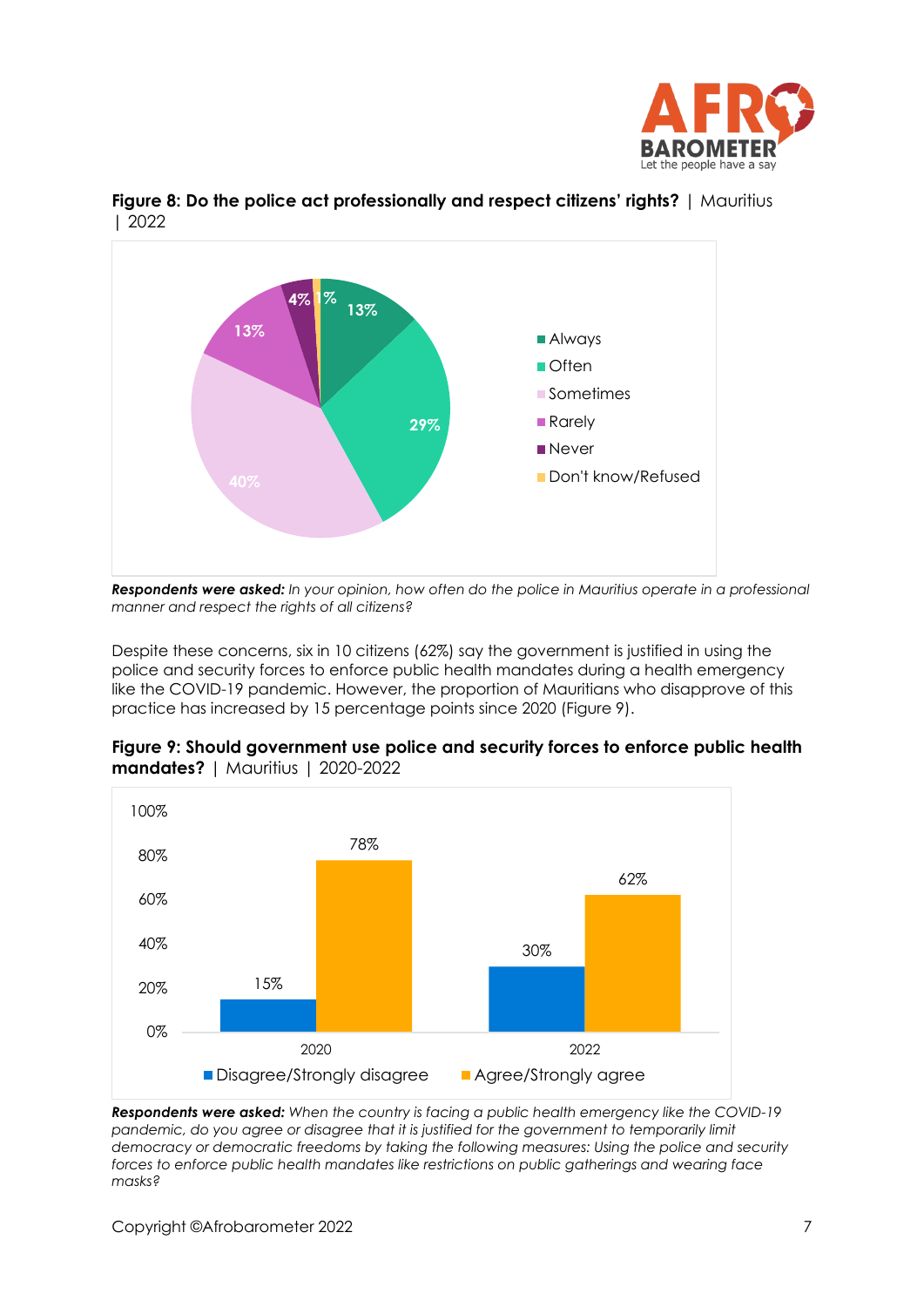**Figure 8: Do the police act professionally and respect citizens' rights?** | Mauritius | 2022

| Response | % |
|---|---|
| Always | 13% |
| Often | 29% |
| Sometimes | 40% |
| Rarely | 13% |
| Never | 4% |
| Don't know/Refused | 1% |

***Respondents were asked:*** *In your opinion, how often do the police in Mauritius operate in a professional manner and respect the rights of all citizens?*

Despite these concerns, six in 10 citizens (62%) say the government is justified in using the police and security forces to enforce public health mandates during a health emergency like the COVID-19 pandemic. However, the proportion of Mauritians who disapprove of this practice has increased by 15 percentage points since 2020 (Figure 9).

**Figure 9: Should government use police and security forces to enforce public health mandates?** | Mauritius | 2020-2022

| | Disagree/Strongly disagree | Agree/Strongly agree |
|---|---|---|
| 2020 | 15% | 78% |
| 2022 | 30% | 62% |

***Respondents were asked:*** *When the country is facing a public health emergency like the COVID-19 pandemic, do you agree or disagree that it is justified for the government to temporarily limit democracy or democratic freedoms by taking the following measures: Using the police and security forces to enforce public health mandates like restrictions on public gatherings and wearing face masks?*

Copyright ©Afrobarometer 2022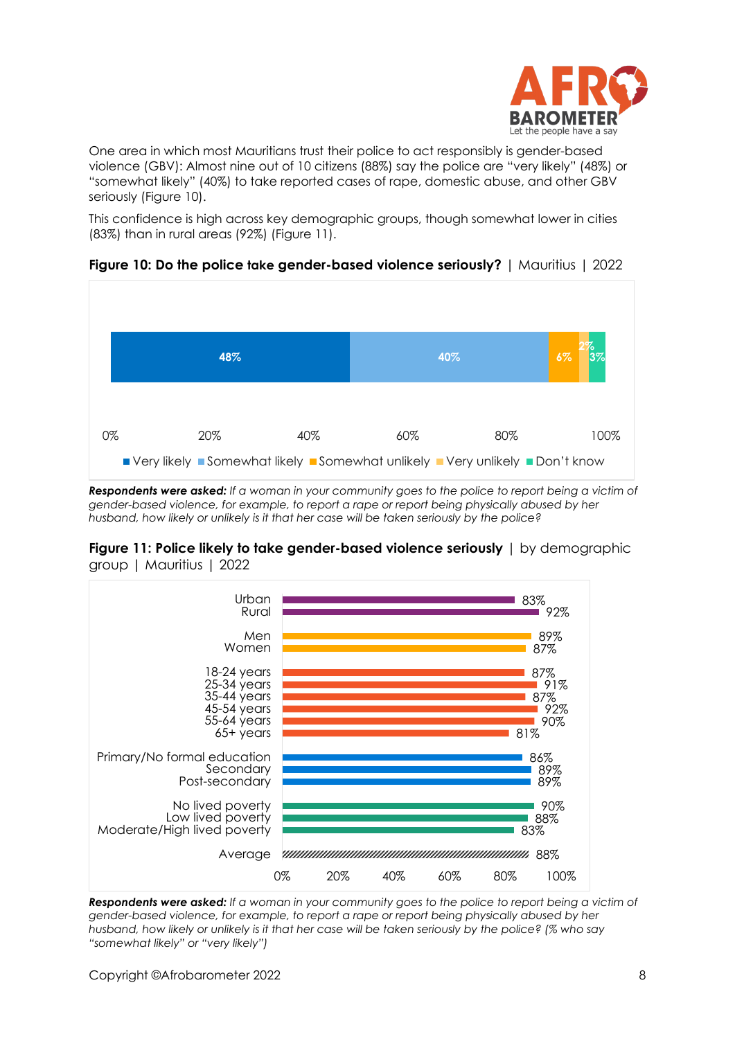One area in which most Mauritians trust their police to act responsibly is gender-based violence (GBV): Almost nine out of 10 citizens (88%) say the police are "very likely" (48%) or "somewhat likely" (40%) to take reported cases of rape, domestic abuse, and other GBV seriously (Figure 10).

This confidence is high across key demographic groups, though somewhat lower in cities (83%) than in rural areas (92%) (Figure 11).

**Figure 10: Do the police take gender-based violence seriously?** | Mauritius | 2022

| Very likely | Somewhat likely | Somewhat unlikely | Very unlikely | Don't know |
|---|---|---|---|---|
| 48% | 40% | 6% | 2% | 3% |

***Respondents were asked:*** *If a woman in your community goes to the police to report being a victim of gender-based violence, for example, to report a rape or report being physically abused by her husband, how likely or unlikely is it that her case will be taken seriously by the police?*

**Figure 11: Police likely to take gender-based violence seriously** | by demographic group | Mauritius | 2022

| Group | % |
|---|---|
| Urban | 83% |
| Rural | 92% |
| Men | 89% |
| Women | 87% |
| 18-24 years | 87% |
| 25-34 years | 91% |
| 35-44 years | 87% |
| 45-54 years | 92% |
| 55-64 years | 90% |
| 65+ years | 81% |
| Primary/No formal education | 86% |
| Secondary | 89% |
| Post-secondary | 89% |
| No lived poverty | 90% |
| Low lived poverty | 88% |
| Moderate/High lived poverty | 83% |
| Average | 88% |

***Respondents were asked:*** *If a woman in your community goes to the police to report being a victim of gender-based violence, for example, to report a rape or report being physically abused by her husband, how likely or unlikely is it that her case will be taken seriously by the police? (% who say "somewhat likely" or "very likely")*

Copyright ©Afrobarometer 2022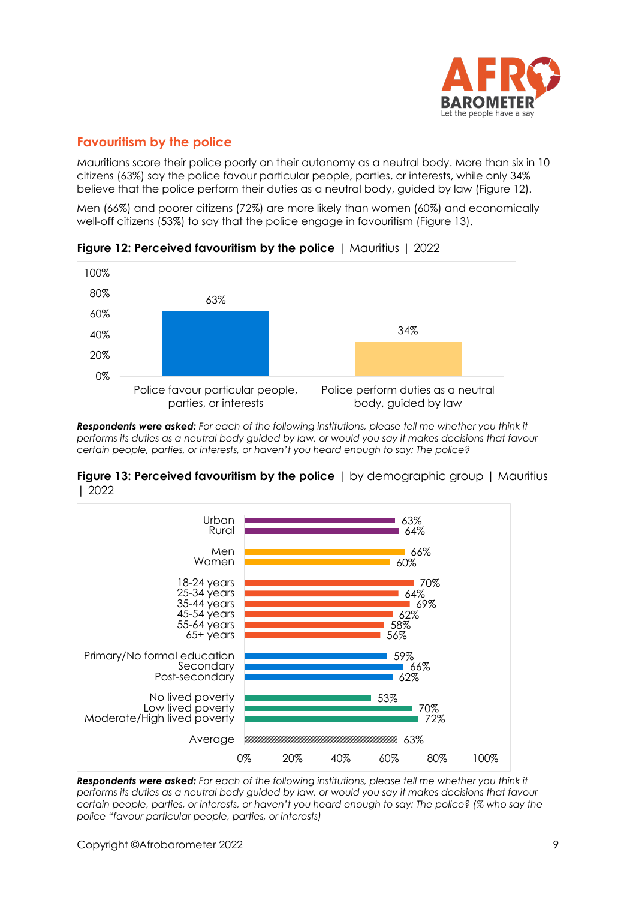## Favouritism by the police

Mauritians score their police poorly on their autonomy as a neutral body. More than six in 10 citizens (63%) say the police favour particular people, parties, or interests, while only 34% believe that the police perform their duties as a neutral body, guided by law (Figure 12).

Men (66%) and poorer citizens (72%) are more likely than women (60%) and economically well-off citizens (53%) to say that the police engage in favouritism (Figure 13).

**Figure 12: Perceived favouritism by the police** | Mauritius | 2022

| Response | % |
|---|---|
| Police favour particular people, parties, or interests | 63% |
| Police perform duties as a neutral body, guided by law | 34% |

***Respondents were asked:*** *For each of the following institutions, please tell me whether you think it performs its duties as a neutral body guided by law, or would you say it makes decisions that favour certain people, parties, or interests, or haven't you heard enough to say: The police?*

**Figure 13: Perceived favouritism by the police** | by demographic group | Mauritius | 2022

| Group | % |
|---|---|
| Urban | 63% |
| Rural | 64% |
| Men | 66% |
| Women | 60% |
| 18-24 years | 70% |
| 25-34 years | 64% |
| 35-44 years | 69% |
| 45-54 years | 62% |
| 55-64 years | 58% |
| 65+ years | 56% |
| Primary/No formal education | 59% |
| Secondary | 66% |
| Post-secondary | 62% |
| No lived poverty | 53% |
| Low lived poverty | 70% |
| Moderate/High lived poverty | 72% |
| Average | 63% |

***Respondents were asked:*** *For each of the following institutions, please tell me whether you think it performs its duties as a neutral body guided by law, or would you say it makes decisions that favour certain people, parties, or interests, or haven't you heard enough to say: The police? (% who say the police "favour particular people, parties, or interests)*

Copyright ©Afrobarometer 2022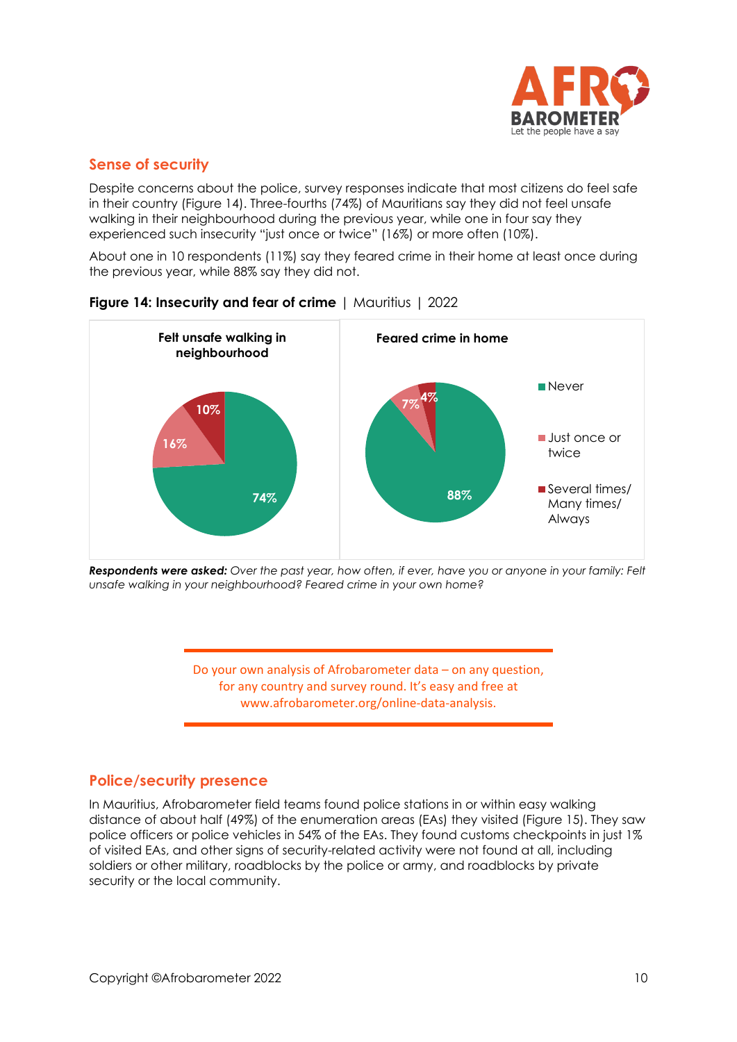## Sense of security

Despite concerns about the police, survey responses indicate that most citizens do feel safe in their country (Figure 14). Three-fourths (74%) of Mauritians say they did not feel unsafe walking in their neighbourhood during the previous year, while one in four say they experienced such insecurity "just once or twice" (16%) or more often (10%).

About one in 10 respondents (11%) say they feared crime in their home at least once during the previous year, while 88% say they did not.

**Figure 14: Insecurity and fear of crime** | Mauritius | 2022

| | Felt unsafe walking in neighbourhood | Feared crime in home |
|---|---|---|
| Never | 74% | 88% |
| Just once or twice | 16% | 7% |
| Several times/ Many times/ Always | 10% | 4% |

***Respondents were asked:*** *Over the past year, how often, if ever, have you or anyone in your family: Felt unsafe walking in your neighbourhood? Feared crime in your own home?*

Do your own analysis of Afrobarometer data – on any question, for any country and survey round. It's easy and free at www.afrobarometer.org/online-data-analysis.

## Police/security presence

In Mauritius, Afrobarometer field teams found police stations in or within easy walking distance of about half (49%) of the enumeration areas (EAs) they visited (Figure 15). They saw police officers or police vehicles in 54% of the EAs. They found customs checkpoints in just 1% of visited EAs, and other signs of security-related activity were not found at all, including soldiers or other military, roadblocks by the police or army, and roadblocks by private security or the local community.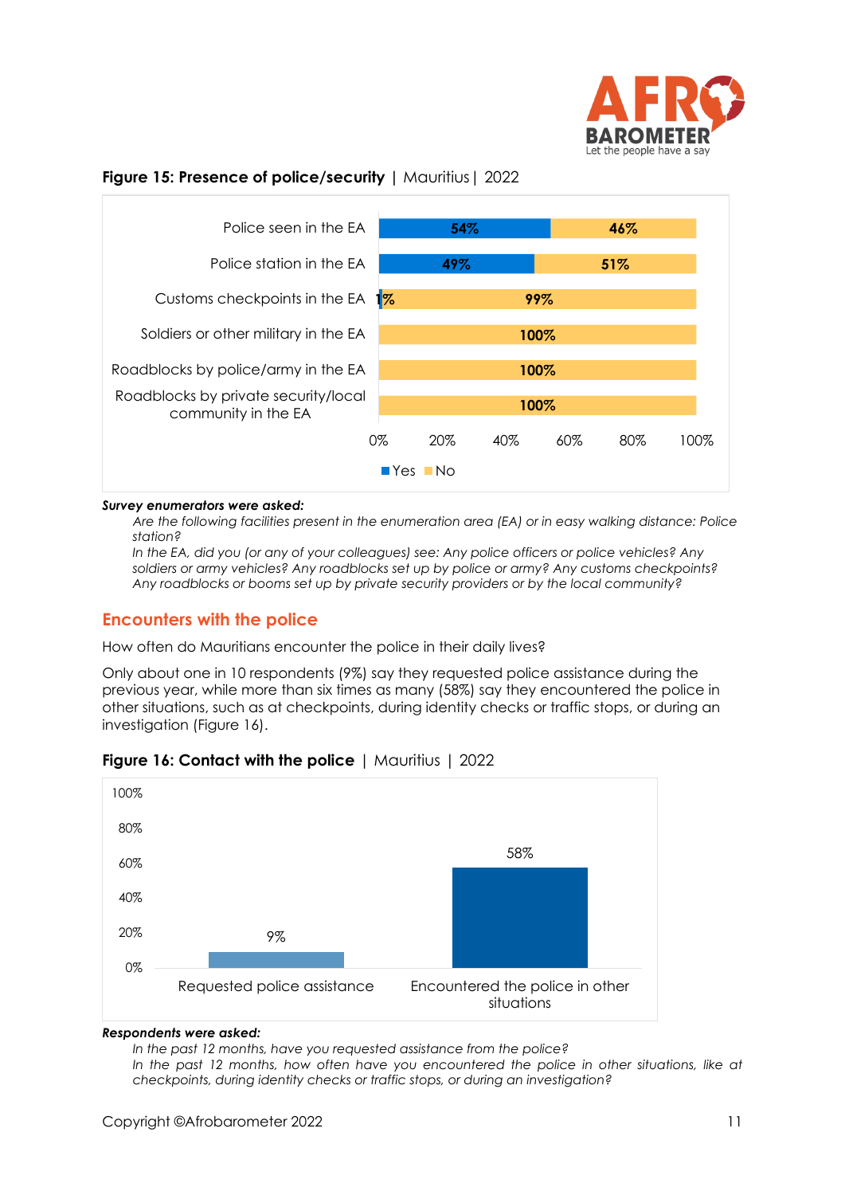**Figure 15: Presence of police/security** | Mauritius | 2022

| | Yes | No |
|---|---|---|
| Police seen in the EA | 54% | 46% |
| Police station in the EA | 49% | 51% |
| Customs checkpoints in the EA | 1% | 99% |
| Soldiers or other military in the EA | | 100% |
| Roadblocks by police/army in the EA | | 100% |
| Roadblocks by private security/local community in the EA | | 100% |

***Survey enumerators were asked:***

*Are the following facilities present in the enumeration area (EA) or in easy walking distance: Police station?*

*In the EA, did you (or any of your colleagues) see: Any police officers or police vehicles? Any soldiers or army vehicles? Any roadblocks set up by police or army? Any customs checkpoints? Any roadblocks or booms set up by private security providers or by the local community?*

## Encounters with the police

How often do Mauritians encounter the police in their daily lives?

Only about one in 10 respondents (9%) say they requested police assistance during the previous year, while more than six times as many (58%) say they encountered the police in other situations, such as at checkpoints, during identity checks or traffic stops, or during an investigation (Figure 16).

**Figure 16: Contact with the police** | Mauritius | 2022

| | % |
|---|---|
| Requested police assistance | 9% |
| Encountered the police in other situations | 58% |

***Respondents were asked:***

*In the past 12 months, have you requested assistance from the police?*

*In the past 12 months, how often have you encountered the police in other situations, like at checkpoints, during identity checks or traffic stops, or during an investigation?*

Copyright ©Afrobarometer 2022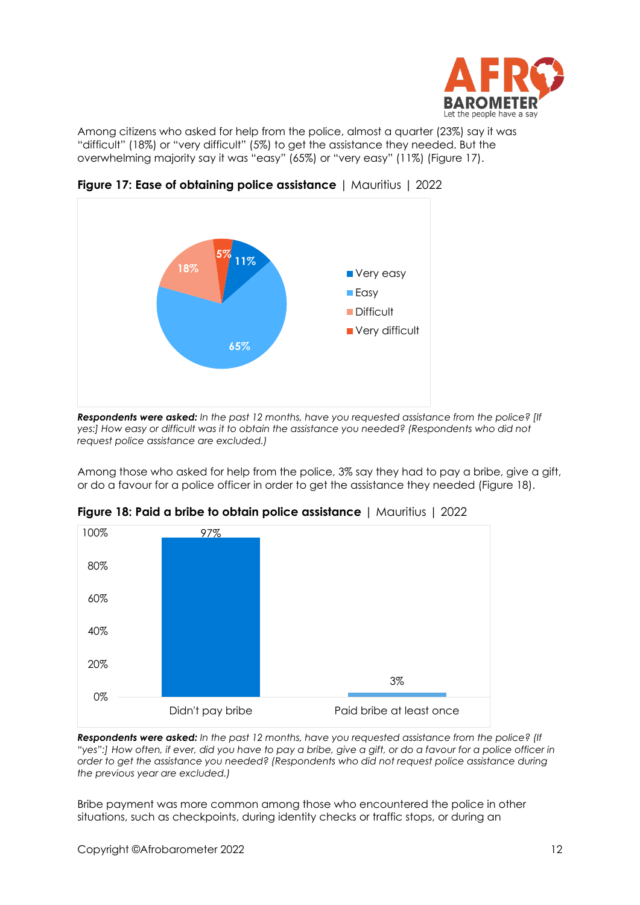Among citizens who asked for help from the police, almost a quarter (23%) say it was "difficult" (18%) or "very difficult" (5%) to get the assistance they needed. But the overwhelming majority say it was "easy" (65%) or "very easy" (11%) (Figure 17).

**Figure 17: Ease of obtaining police assistance** | Mauritius | 2022

| Response | Percentage |
|---|---|
| Very easy | 11% |
| Easy | 65% |
| Difficult | 18% |
| Very difficult | 5% |

***Respondents were asked:*** *In the past 12 months, have you requested assistance from the police? [If yes:] How easy or difficult was it to obtain the assistance you needed? (Respondents who did not request police assistance are excluded.)*

Among those who asked for help from the police, 3% say they had to pay a bribe, give a gift, or do a favour for a police officer in order to get the assistance they needed (Figure 18).

**Figure 18: Paid a bribe to obtain police assistance** | Mauritius | 2022

| Response | Percentage |
|---|---|
| Didn't pay bribe | 97% |
| Paid bribe at least once | 3% |

***Respondents were asked:*** *In the past 12 months, have you requested assistance from the police? (If "yes":] How often, if ever, did you have to pay a bribe, give a gift, or do a favour for a police officer in order to get the assistance you needed? (Respondents who did not request police assistance during the previous year are excluded.)*

Bribe payment was more common among those who encountered the police in other situations, such as checkpoints, during identity checks or traffic stops, or during an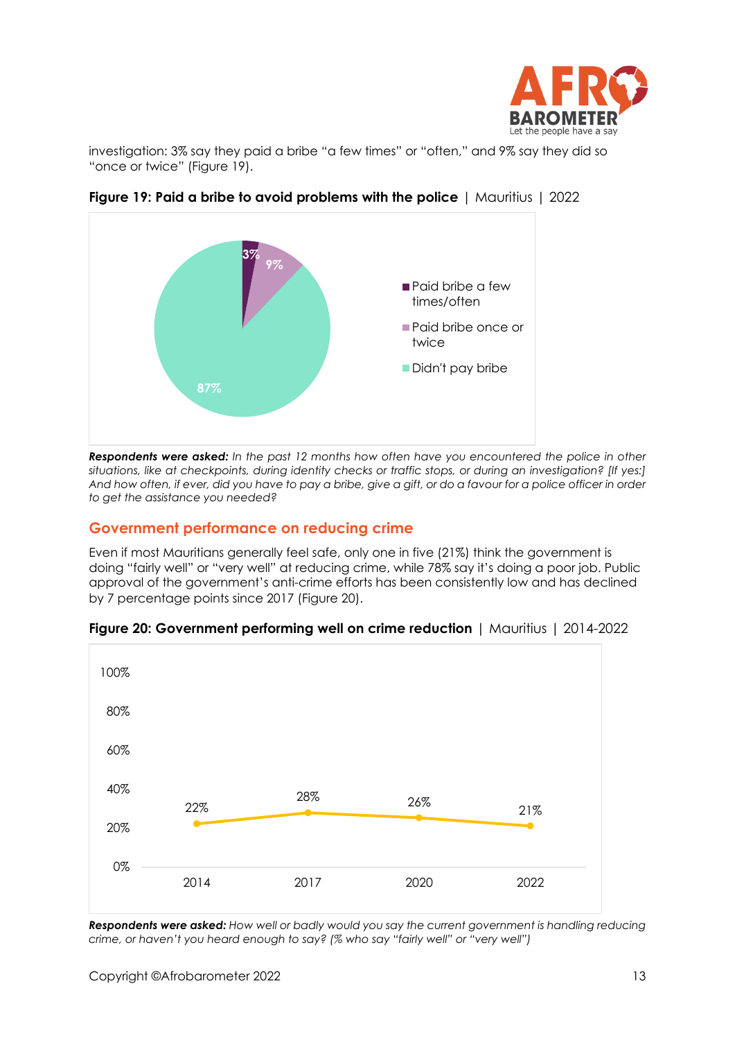investigation: 3% say they paid a bribe "a few times" or "often," and 9% say they did so "once or twice" (Figure 19).

**Figure 19: Paid a bribe to avoid problems with the police** | Mauritius | 2022

| Response | % |
|---|---|
| Paid bribe a few times/often | 3% |
| Paid bribe once or twice | 9% |
| Didn't pay bribe | 87% |

***Respondents were asked:*** *In the past 12 months how often have you encountered the police in other situations, like at checkpoints, during identity checks or traffic stops, or during an investigation? [If yes:] And how often, if ever, did you have to pay a bribe, give a gift, or do a favour for a police officer in order to get the assistance you needed?*

## Government performance on reducing crime

Even if most Mauritians generally feel safe, only one in five (21%) think the government is doing "fairly well" or "very well" at reducing crime, while 78% say it's doing a poor job. Public approval of the government's anti-crime efforts has been consistently low and has declined by 7 percentage points since 2017 (Figure 20).

**Figure 20: Government performing well on crime reduction** | Mauritius | 2014-2022

| Year | % |
|---|---|
| 2014 | 22% |
| 2017 | 28% |
| 2020 | 26% |
| 2022 | 21% |

***Respondents were asked:*** *How well or badly would you say the current government is handling reducing crime, or haven't you heard enough to say? (% who say "fairly well" or "very well")*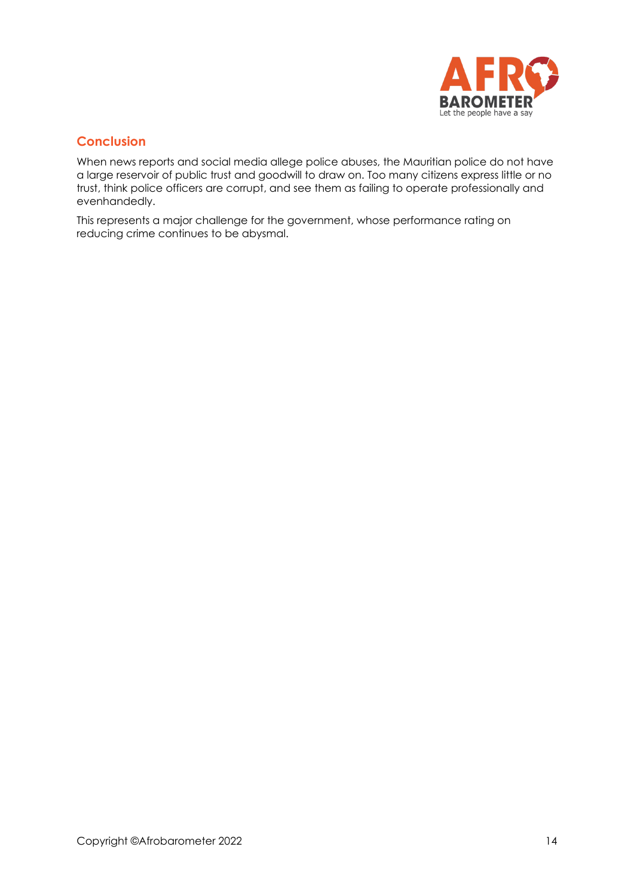## Conclusion

When news reports and social media allege police abuses, the Mauritian police do not have a large reservoir of public trust and goodwill to draw on. Too many citizens express little or no trust, think police officers are corrupt, and see them as failing to operate professionally and evenhandedly.

This represents a major challenge for the government, whose performance rating on reducing crime continues to be abysmal.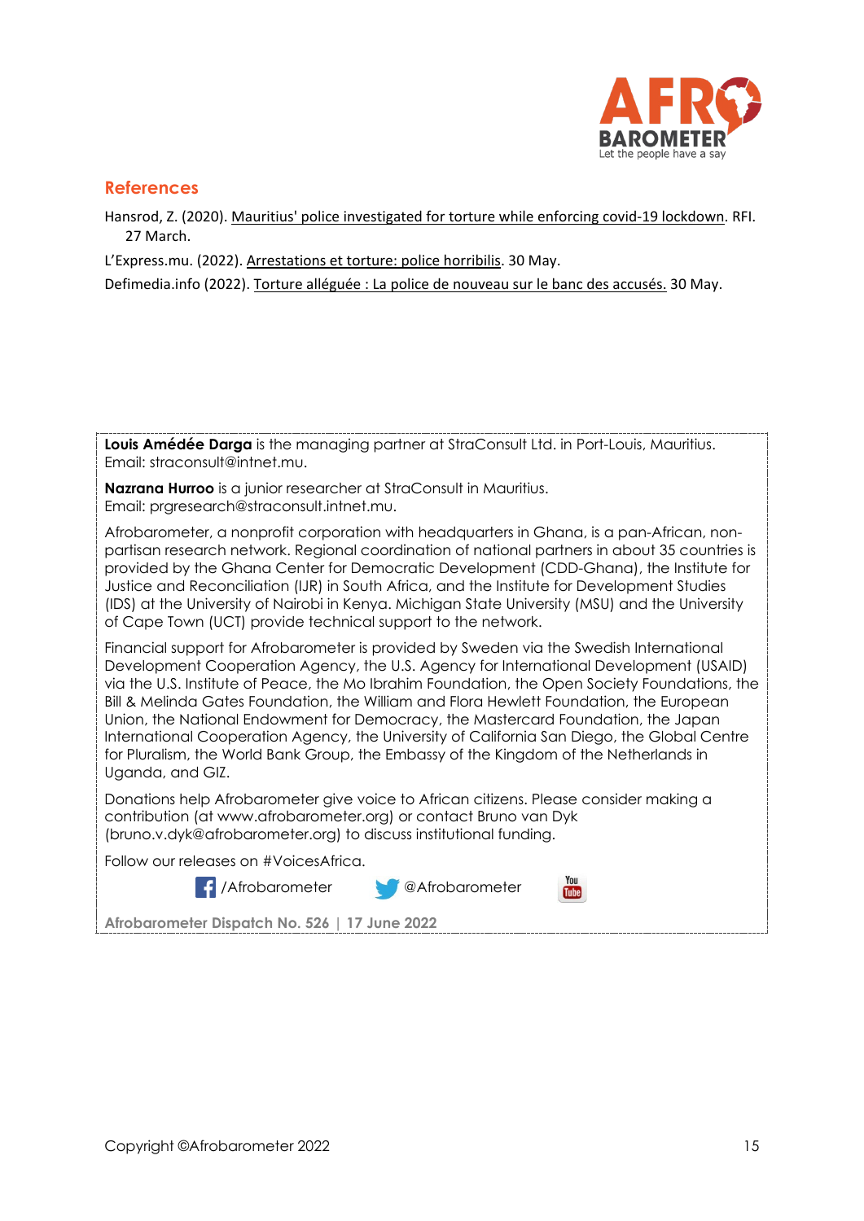## References

Hansrod, Z. (2020). Mauritius' police investigated for torture while enforcing covid-19 lockdown. RFI. 27 March.

L'Express.mu. (2022). Arrestations et torture: police horribilis. 30 May.

Defimedia.info (2022). Torture alléguée : La police de nouveau sur le banc des accusés. 30 May.

**Louis Amédée Darga** is the managing partner at StraConsult Ltd. in Port-Louis, Mauritius. Email: straconsult@intnet.mu.

**Nazrana Hurroo** is a junior researcher at StraConsult in Mauritius. Email: prgresearch@straconsult.intnet.mu.

Afrobarometer, a nonprofit corporation with headquarters in Ghana, is a pan-African, non-partisan research network. Regional coordination of national partners in about 35 countries is provided by the Ghana Center for Democratic Development (CDD-Ghana), the Institute for Justice and Reconciliation (IJR) in South Africa, and the Institute for Development Studies (IDS) at the University of Nairobi in Kenya. Michigan State University (MSU) and the University of Cape Town (UCT) provide technical support to the network.

Financial support for Afrobarometer is provided by Sweden via the Swedish International Development Cooperation Agency, the U.S. Agency for International Development (USAID) via the U.S. Institute of Peace, the Mo Ibrahim Foundation, the Open Society Foundations, the Bill & Melinda Gates Foundation, the William and Flora Hewlett Foundation, the European Union, the National Endowment for Democracy, the Mastercard Foundation, the Japan International Cooperation Agency, the University of California San Diego, the Global Centre for Pluralism, the World Bank Group, the Embassy of the Kingdom of the Netherlands in Uganda, and GIZ.

Donations help Afrobarometer give voice to African citizens. Please consider making a contribution (at www.afrobarometer.org) or contact Bruno van Dyk (bruno.v.dyk@afrobarometer.org) to discuss institutional funding.

Follow our releases on #VoicesAfrica.

/Afrobarometer @Afrobarometer

**Afrobarometer Dispatch No. 526 | 17 June 2022**

Copyright ©Afrobarometer 2022